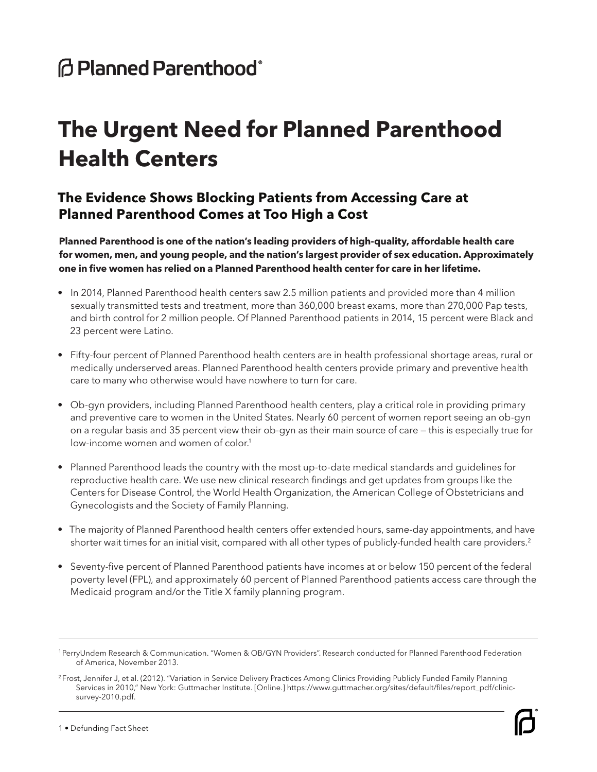Planned Parenthood®

# The Urgent Need for Planned Parenthood Health Centers

## The Evidence Shows Blocking Patients from Accessing Care at Planned Parenthood Comes at Too High a Cost

**Planned Parenthood is one of the nation's leading providers of high-quality, affordable health care for women, men, and young people, and the nation's largest provider of sex education. Approximately one in five women has relied on a Planned Parenthood health center for care in her lifetime.**

- In 2014, Planned Parenthood health centers saw 2.5 million patients and provided more than 4 million sexually transmitted tests and treatment, more than 360,000 breast exams, more than 270,000 Pap tests, and birth control for 2 million people. Of Planned Parenthood patients in 2014, 15 percent were Black and 23 percent were Latino.

- Fifty-four percent of Planned Parenthood health centers are in health professional shortage areas, rural or medically underserved areas. Planned Parenthood health centers provide primary and preventive health care to many who otherwise would have nowhere to turn for care.

- Ob-gyn providers, including Planned Parenthood health centers, play a critical role in providing primary and preventive care to women in the United States. Nearly 60 percent of women report seeing an ob-gyn on a regular basis and 35 percent view their ob-gyn as their main source of care — this is especially true for low-income women and women of color.[1]

- Planned Parenthood leads the country with the most up-to-date medical standards and guidelines for reproductive health care. We use new clinical research findings and get updates from groups like the Centers for Disease Control, the World Health Organization, the American College of Obstetricians and Gynecologists and the Society of Family Planning.

- The majority of Planned Parenthood health centers offer extended hours, same-day appointments, and have shorter wait times for an initial visit, compared with all other types of publicly-funded health care providers.[2]

- Seventy-five percent of Planned Parenthood patients have incomes at or below 150 percent of the federal poverty level (FPL), and approximately 60 percent of Planned Parenthood patients access care through the Medicaid program and/or the Title X family planning program.

---

[1] PerryUndem Research & Communication. "Women & OB/GYN Providers". Research conducted for Planned Parenthood Federation of America, November 2013.

[2] Frost, Jennifer J, et al. (2012). "Variation in Service Delivery Practices Among Clinics Providing Publicly Funded Family Planning Services in 2010," New York: Guttmacher Institute. [Online.] https://www.guttmacher.org/sites/default/files/report_pdf/clinic-survey-2010.pdf.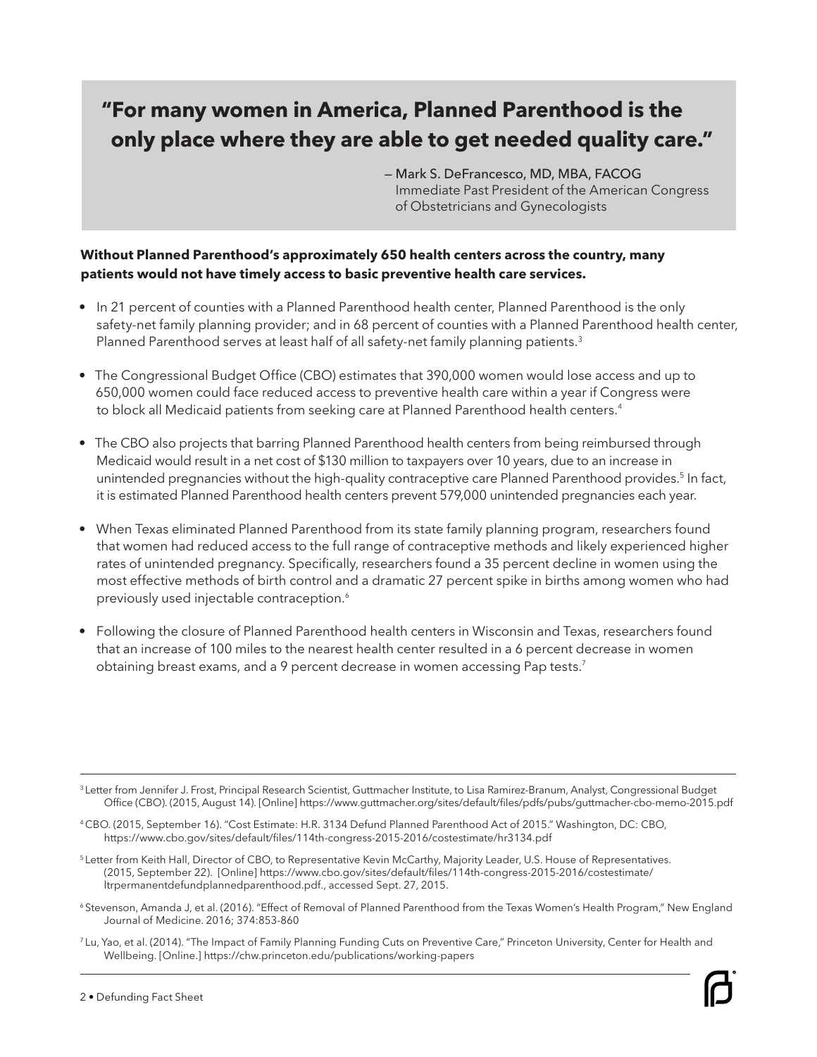> **"For many women in America, Planned Parenthood is the only place where they are able to get needed quality care."**
>
> — Mark S. DeFrancesco, MD, MBA, FACOG
> Immediate Past President of the American Congress of Obstetricians and Gynecologists

**Without Planned Parenthood's approximately 650 health centers across the country, many patients would not have timely access to basic preventive health care services.**

- In 21 percent of counties with a Planned Parenthood health center, Planned Parenthood is the only safety-net family planning provider; and in 68 percent of counties with a Planned Parenthood health center, Planned Parenthood serves at least half of all safety-net family planning patients.[3]

- The Congressional Budget Office (CBO) estimates that 390,000 women would lose access and up to 650,000 women could face reduced access to preventive health care within a year if Congress were to block all Medicaid patients from seeking care at Planned Parenthood health centers.[4]

- The CBO also projects that barring Planned Parenthood health centers from being reimbursed through Medicaid would result in a net cost of $130 million to taxpayers over 10 years, due to an increase in unintended pregnancies without the high-quality contraceptive care Planned Parenthood provides.[5] In fact, it is estimated Planned Parenthood health centers prevent 579,000 unintended pregnancies each year.

- When Texas eliminated Planned Parenthood from its state family planning program, researchers found that women had reduced access to the full range of contraceptive methods and likely experienced higher rates of unintended pregnancy. Specifically, researchers found a 35 percent decline in women using the most effective methods of birth control and a dramatic 27 percent spike in births among women who had previously used injectable contraception.[6]

- Following the closure of Planned Parenthood health centers in Wisconsin and Texas, researchers found that an increase of 100 miles to the nearest health center resulted in a 6 percent decrease in women obtaining breast exams, and a 9 percent decrease in women accessing Pap tests.[7]

---

[3] Letter from Jennifer J. Frost, Principal Research Scientist, Guttmacher Institute, to Lisa Ramirez-Branum, Analyst, Congressional Budget Office (CBO). (2015, August 14). [Online] https://www.guttmacher.org/sites/default/files/pdfs/pubs/guttmacher-cbo-memo-2015.pdf

[4] CBO. (2015, September 16). "Cost Estimate: H.R. 3134 Defund Planned Parenthood Act of 2015." Washington, DC: CBO, https://www.cbo.gov/sites/default/files/114th-congress-2015-2016/costestimate/hr3134.pdf

[5] Letter from Keith Hall, Director of CBO, to Representative Kevin McCarthy, Majority Leader, U.S. House of Representatives. (2015, September 22). [Online] https://www.cbo.gov/sites/default/files/114th-congress-2015-2016/costestimate/ltrpermanentdefundplannedparenthood.pdf., accessed Sept. 27, 2015.

[6] Stevenson, Amanda J, et al. (2016). "Effect of Removal of Planned Parenthood from the Texas Women's Health Program," New England Journal of Medicine. 2016; 374:853-860

[7] Lu, Yao, et al. (2014). "The Impact of Family Planning Funding Cuts on Preventive Care," Princeton University, Center for Health and Wellbeing. [Online.] https://chw.princeton.edu/publications/working-papers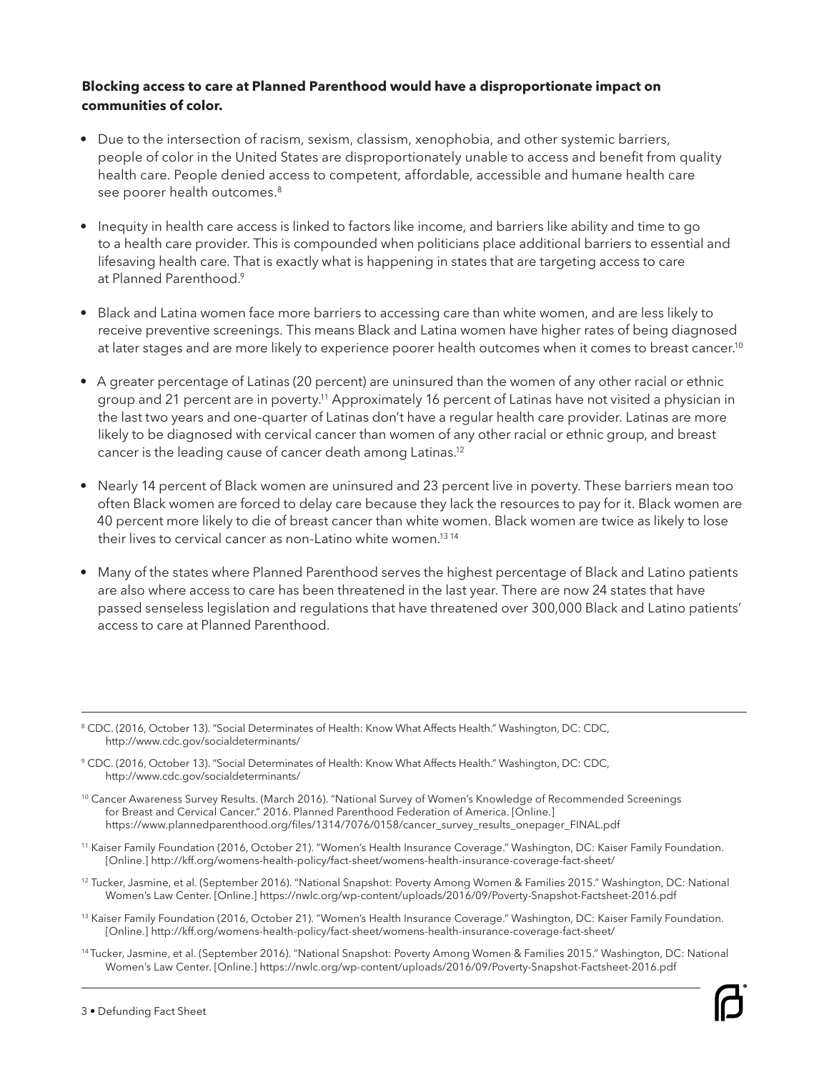**Blocking access to care at Planned Parenthood would have a disproportionate impact on communities of color.**

- Due to the intersection of racism, sexism, classism, xenophobia, and other systemic barriers, people of color in the United States are disproportionately unable to access and benefit from quality health care. People denied access to competent, affordable, accessible and humane health care see poorer health outcomes.[8]
- Inequity in health care access is linked to factors like income, and barriers like ability and time to go to a health care provider. This is compounded when politicians place additional barriers to essential and lifesaving health care. That is exactly what is happening in states that are targeting access to care at Planned Parenthood.[9]
- Black and Latina women face more barriers to accessing care than white women, and are less likely to receive preventive screenings. This means Black and Latina women have higher rates of being diagnosed at later stages and are more likely to experience poorer health outcomes when it comes to breast cancer.[10]
- A greater percentage of Latinas (20 percent) are uninsured than the women of any other racial or ethnic group and 21 percent are in poverty.[11] Approximately 16 percent of Latinas have not visited a physician in the last two years and one-quarter of Latinas don't have a regular health care provider. Latinas are more likely to be diagnosed with cervical cancer than women of any other racial or ethnic group, and breast cancer is the leading cause of cancer death among Latinas.[12]
- Nearly 14 percent of Black women are uninsured and 23 percent live in poverty. These barriers mean too often Black women are forced to delay care because they lack the resources to pay for it. Black women are 40 percent more likely to die of breast cancer than white women. Black women are twice as likely to lose their lives to cervical cancer as non-Latino white women.[13][14]
- Many of the states where Planned Parenthood serves the highest percentage of Black and Latino patients are also where access to care has been threatened in the last year. There are now 24 states that have passed senseless legislation and regulations that have threatened over 300,000 Black and Latino patients' access to care at Planned Parenthood.

---

[8] CDC. (2016, October 13). "Social Determinates of Health: Know What Affects Health." Washington, DC: CDC, http://www.cdc.gov/socialdeterminants/

[9] CDC. (2016, October 13). "Social Determinates of Health: Know What Affects Health." Washington, DC: CDC, http://www.cdc.gov/socialdeterminants/

[10] Cancer Awareness Survey Results. (March 2016). "National Survey of Women's Knowledge of Recommended Screenings for Breast and Cervical Cancer." 2016. Planned Parenthood Federation of America. [Online.] https://www.plannedparenthood.org/files/1314/7076/0158/cancer_survey_results_onepager_FINAL.pdf

[11] Kaiser Family Foundation (2016, October 21). "Women's Health Insurance Coverage." Washington, DC: Kaiser Family Foundation. [Online.] http://kff.org/womens-health-policy/fact-sheet/womens-health-insurance-coverage-fact-sheet/

[12] Tucker, Jasmine, et al. (September 2016). "National Snapshot: Poverty Among Women & Families 2015." Washington, DC: National Women's Law Center. [Online.] https://nwlc.org/wp-content/uploads/2016/09/Poverty-Snapshot-Factsheet-2016.pdf

[13] Kaiser Family Foundation (2016, October 21). "Women's Health Insurance Coverage." Washington, DC: Kaiser Family Foundation. [Online.] http://kff.org/womens-health-policy/fact-sheet/womens-health-insurance-coverage-fact-sheet/

[14] Tucker, Jasmine, et al. (September 2016). "National Snapshot: Poverty Among Women & Families 2015." Washington, DC: National Women's Law Center. [Online.] https://nwlc.org/wp-content/uploads/2016/09/Poverty-Snapshot-Factsheet-2016.pdf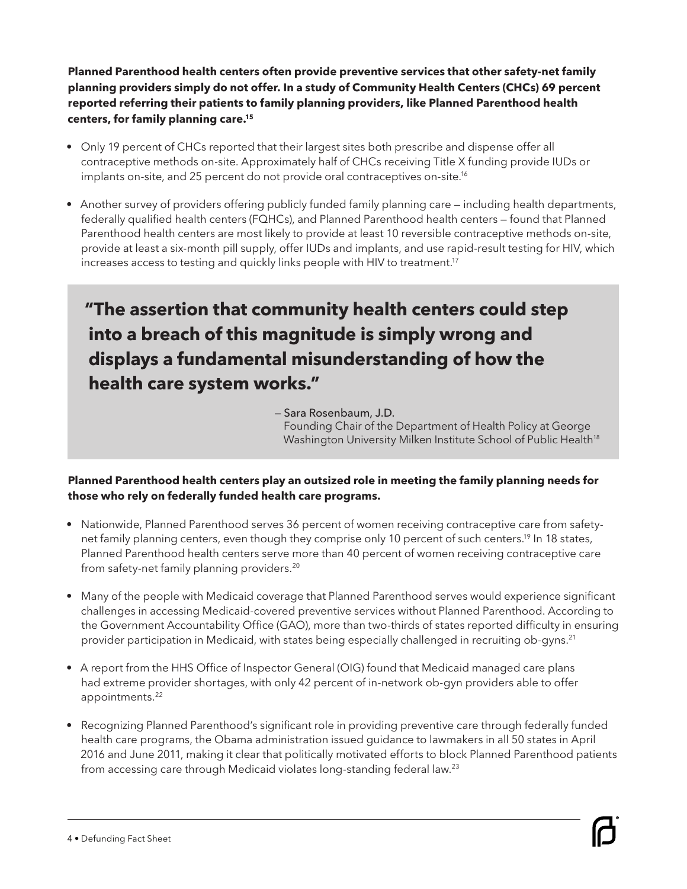**Planned Parenthood health centers often provide preventive services that other safety-net family planning providers simply do not offer. In a study of Community Health Centers (CHCs) 69 percent reported referring their patients to family planning providers, like Planned Parenthood health centers, for family planning care.[15]**

- Only 19 percent of CHCs reported that their largest sites both prescribe and dispense offer all contraceptive methods on-site. Approximately half of CHCs receiving Title X funding provide IUDs or implants on-site, and 25 percent do not provide oral contraceptives on-site.[16]
- Another survey of providers offering publicly funded family planning care — including health departments, federally qualified health centers (FQHCs), and Planned Parenthood health centers — found that Planned Parenthood health centers are most likely to provide at least 10 reversible contraceptive methods on-site, provide at least a six-month pill supply, offer IUDs and implants, and use rapid-result testing for HIV, which increases access to testing and quickly links people with HIV to treatment.[17]

> **"The assertion that community health centers could step into a breach of this magnitude is simply wrong and displays a fundamental misunderstanding of how the health care system works."**
>
> — Sara Rosenbaum, J.D.
> Founding Chair of the Department of Health Policy at George Washington University Milken Institute School of Public Health[18]

**Planned Parenthood health centers play an outsized role in meeting the family planning needs for those who rely on federally funded health care programs.**

- Nationwide, Planned Parenthood serves 36 percent of women receiving contraceptive care from safety-net family planning centers, even though they comprise only 10 percent of such centers.[19] In 18 states, Planned Parenthood health centers serve more than 40 percent of women receiving contraceptive care from safety-net family planning providers.[20]
- Many of the people with Medicaid coverage that Planned Parenthood serves would experience significant challenges in accessing Medicaid-covered preventive services without Planned Parenthood. According to the Government Accountability Office (GAO), more than two-thirds of states reported difficulty in ensuring provider participation in Medicaid, with states being especially challenged in recruiting ob-gyns.[21]
- A report from the HHS Office of Inspector General (OIG) found that Medicaid managed care plans had extreme provider shortages, with only 42 percent of in-network ob-gyn providers able to offer appointments.[22]
- Recognizing Planned Parenthood's significant role in providing preventive care through federally funded health care programs, the Obama administration issued guidance to lawmakers in all 50 states in April 2016 and June 2011, making it clear that politically motivated efforts to block Planned Parenthood patients from accessing care through Medicaid violates long-standing federal law.[23]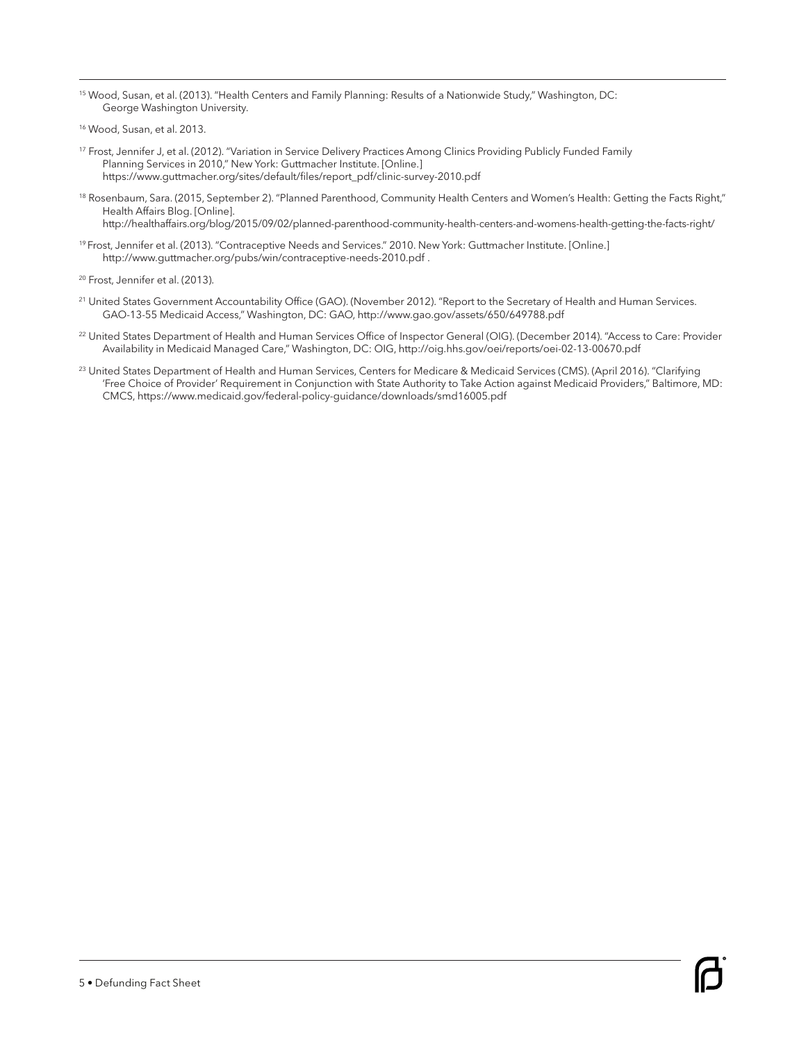[15] Wood, Susan, et al. (2013). "Health Centers and Family Planning: Results of a Nationwide Study," Washington, DC: George Washington University.

[16] Wood, Susan, et al. 2013.

[17] Frost, Jennifer J, et al. (2012). "Variation in Service Delivery Practices Among Clinics Providing Publicly Funded Family Planning Services in 2010," New York: Guttmacher Institute. [Online.] https://www.guttmacher.org/sites/default/files/report_pdf/clinic-survey-2010.pdf

[18] Rosenbaum, Sara. (2015, September 2). "Planned Parenthood, Community Health Centers and Women's Health: Getting the Facts Right," Health Affairs Blog. [Online]. http://healthaffairs.org/blog/2015/09/02/planned-parenthood-community-health-centers-and-womens-health-getting-the-facts-right/

[19] Frost, Jennifer et al. (2013). "Contraceptive Needs and Services." 2010. New York: Guttmacher Institute. [Online.] http://www.guttmacher.org/pubs/win/contraceptive-needs-2010.pdf .

[20] Frost, Jennifer et al. (2013).

[21] United States Government Accountability Office (GAO). (November 2012). "Report to the Secretary of Health and Human Services. GAO-13-55 Medicaid Access," Washington, DC: GAO, http://www.gao.gov/assets/650/649788.pdf

[22] United States Department of Health and Human Services Office of Inspector General (OIG). (December 2014). "Access to Care: Provider Availability in Medicaid Managed Care," Washington, DC: OIG, http://oig.hhs.gov/oei/reports/oei-02-13-00670.pdf

[23] United States Department of Health and Human Services, Centers for Medicare & Medicaid Services (CMS). (April 2016). "Clarifying 'Free Choice of Provider' Requirement in Conjunction with State Authority to Take Action against Medicaid Providers," Baltimore, MD: CMCS, https://www.medicaid.gov/federal-policy-guidance/downloads/smd16005.pdf